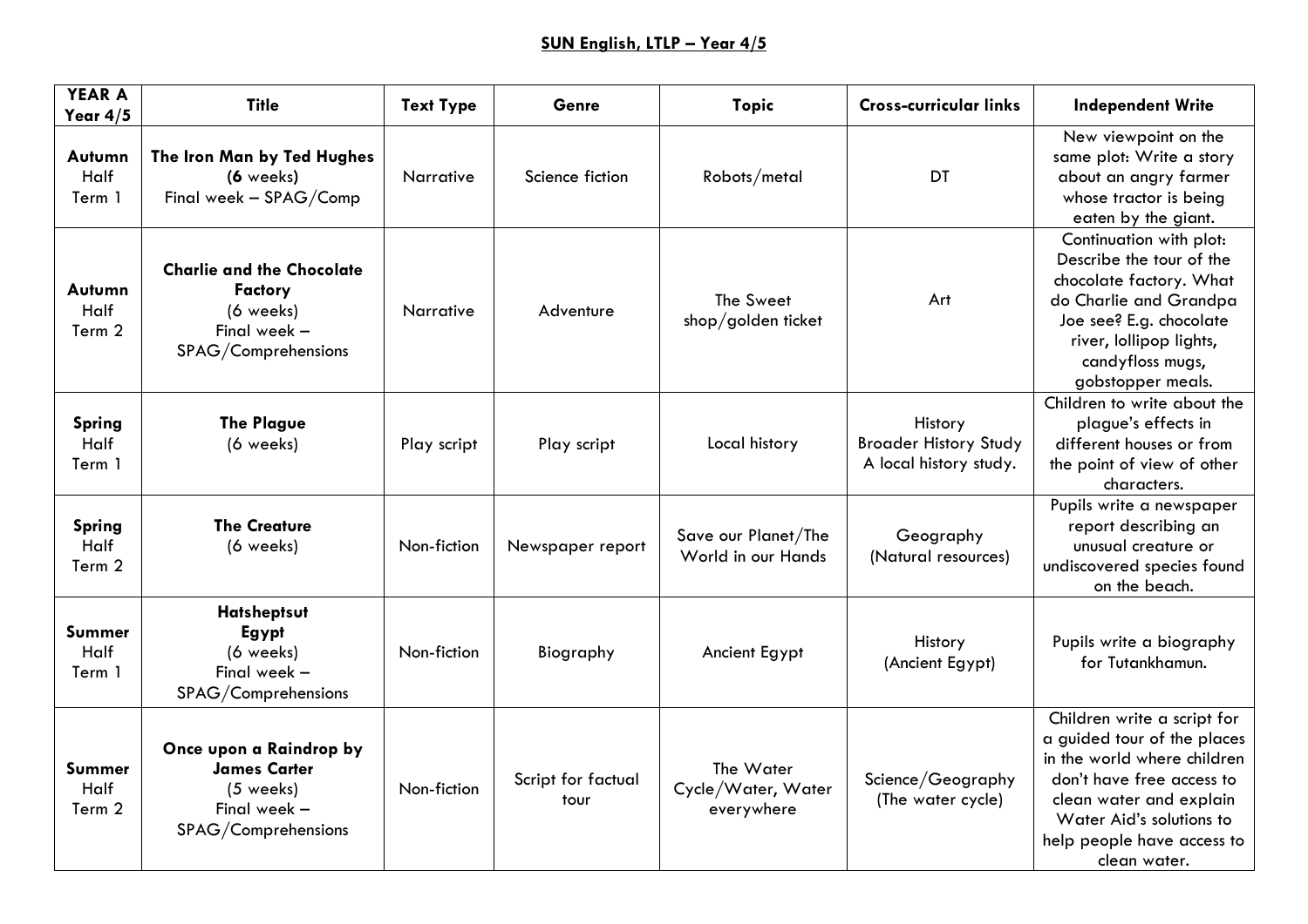**SUN English, LTLP – Year 4/5**

| **YEAR A Year 4/5** | **Title** | **Text Type** | **Genre** | **Topic** | **Cross-curricular links** | **Independent Write** |
|---|---|---|---|---|---|---|
| **Autumn** Half Term 1 | **The Iron Man by Ted Hughes** (**6** weeks) Final week – SPAG/Comp | Narrative | Science fiction | Robots/metal | DT | New viewpoint on the same plot: Write a story about an angry farmer whose tractor is being eaten by the giant. |
| **Autumn** Half Term 2 | **Charlie and the Chocolate Factory** (6 weeks) Final week – SPAG/Comprehensions | Narrative | Adventure | The Sweet shop/golden ticket | Art | Continuation with plot: Describe the tour of the chocolate factory. What do Charlie and Grandpa Joe see? E.g. chocolate river, lollipop lights, candyfloss mugs, gobstopper meals. |
| **Spring** Half Term 1 | **The Plague** (6 weeks) | Play script | Play script | Local history | History Broader History Study A local history study. | Children to write about the plague's effects in different houses or from the point of view of other characters. |
| **Spring** Half Term 2 | **The Creature** (6 weeks) | Non-fiction | Newspaper report | Save our Planet/The World in our Hands | Geography (Natural resources) | Pupils write a newspaper report describing an unusual creature or undiscovered species found on the beach. |
| **Summer** Half Term 1 | **Hatsheptsut Egypt** (6 weeks) Final week – SPAG/Comprehensions | Non-fiction | Biography | Ancient Egypt | History (Ancient Egypt) | Pupils write a biography for Tutankhamun. |
| **Summer** Half Term 2 | **Once upon a Raindrop by James Carter** (5 weeks) Final week – SPAG/Comprehensions | Non-fiction | Script for factual tour | The Water Cycle/Water, Water everywhere | Science/Geography (The water cycle) | Children write a script for a guided tour of the places in the world where children don't have free access to clean water and explain Water Aid's solutions to help people have access to clean water. |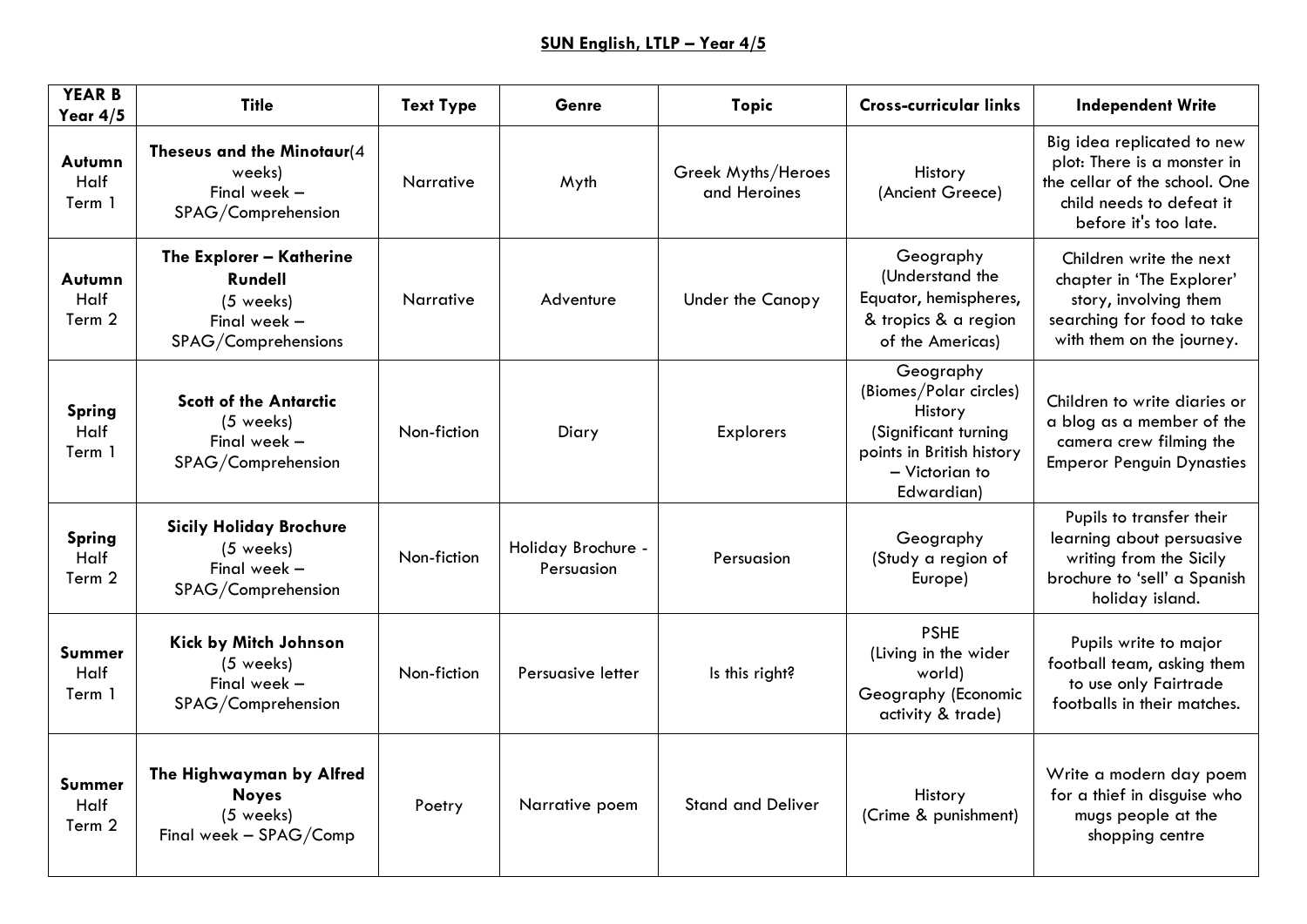**SUN English, LTLP – Year 4/5**

| YEAR B Year 4/5 | Title | Text Type | Genre | Topic | Cross-curricular links | Independent Write |
|---|---|---|---|---|---|---|
| **Autumn** Half Term 1 | **Theseus and the Minotaur**(4 weeks) Final week – SPAG/Comprehension | Narrative | Myth | Greek Myths/Heroes and Heroines | History (Ancient Greece) | Big idea replicated to new plot: There is a monster in the cellar of the school. One child needs to defeat it before it's too late. |
| **Autumn** Half Term 2 | **The Explorer – Katherine Rundell** (5 weeks) Final week – SPAG/Comprehensions | Narrative | Adventure | Under the Canopy | Geography (Understand the Equator, hemispheres, & tropics & a region of the Americas) | Children write the next chapter in 'The Explorer' story, involving them searching for food to take with them on the journey. |
| **Spring** Half Term 1 | **Scott of the Antarctic** (5 weeks) Final week – SPAG/Comprehension | Non-fiction | Diary | Explorers | Geography (Biomes/Polar circles) History (Significant turning points in British history – Victorian to Edwardian) | Children to write diaries or a blog as a member of the camera crew filming the Emperor Penguin Dynasties |
| **Spring** Half Term 2 | **Sicily Holiday Brochure** (5 weeks) Final week – SPAG/Comprehension | Non-fiction | Holiday Brochure - Persuasion | Persuasion | Geography (Study a region of Europe) | Pupils to transfer their learning about persuasive writing from the Sicily brochure to 'sell' a Spanish holiday island. |
| **Summer** Half Term 1 | **Kick by Mitch Johnson** (5 weeks) Final week – SPAG/Comprehension | Non-fiction | Persuasive letter | Is this right? | PSHE (Living in the wider world) Geography (Economic activity & trade) | Pupils write to major football team, asking them to use only Fairtrade footballs in their matches. |
| **Summer** Half Term 2 | **The Highwayman by Alfred Noyes** (5 weeks) Final week – SPAG/Comp | Poetry | Narrative poem | Stand and Deliver | History (Crime & punishment) | Write a modern day poem for a thief in disguise who mugs people at the shopping centre |